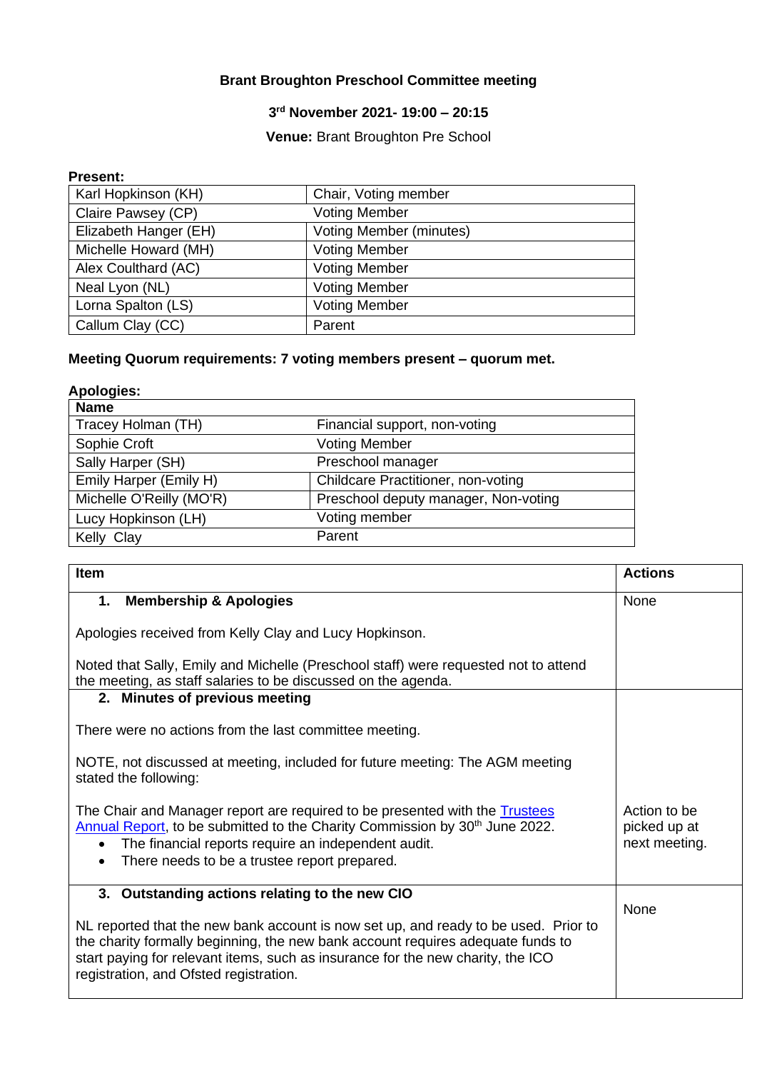**Brant Broughton Preschool Committee meeting**

**3rd November 2021- 19:00 – 20:15**

**Venue:** Brant Broughton Pre School

**Present:**

| | |
|---|---|
| Karl Hopkinson (KH) | Chair, Voting member |
| Claire Pawsey (CP) | Voting Member |
| Elizabeth Hanger (EH) | Voting Member (minutes) |
| Michelle Howard (MH) | Voting Member |
| Alex Coulthard (AC) | Voting Member |
| Neal Lyon (NL) | Voting Member |
| Lorna Spalton (LS) | Voting Member |
| Callum Clay (CC) | Parent |

**Meeting Quorum requirements: 7 voting members present – quorum met.**

**Apologies:**

| Name | |
|---|---|
| Tracey Holman (TH) | Financial support, non-voting |
| Sophie Croft | Voting Member |
| Sally Harper (SH) | Preschool manager |
| Emily Harper (Emily H) | Childcare Practitioner, non-voting |
| Michelle O'Reilly (MO'R) | Preschool deputy manager, Non-voting |
| Lucy Hopkinson (LH) | Voting member |
| Kelly Clay | Parent |

| Item | Actions |
|---|---|
| **1. Membership & Apologies**<br><br>Apologies received from Kelly Clay and Lucy Hopkinson.<br><br>Noted that Sally, Emily and Michelle (Preschool staff) were requested not to attend the meeting, as staff salaries to be discussed on the agenda. | None |
| **2. Minutes of previous meeting**<br><br>There were no actions from the last committee meeting.<br><br>NOTE, not discussed at meeting, included for future meeting: The AGM meeting stated the following:<br><br>The Chair and Manager report are required to be presented with the Trustees Annual Report, to be submitted to the Charity Commission by 30th June 2022.<br>• The financial reports require an independent audit.<br>• There needs to be a trustee report prepared. | Action to be picked up at next meeting. |
| **3. Outstanding actions relating to the new CIO**<br><br>NL reported that the new bank account is now set up, and ready to be used. Prior to the charity formally beginning, the new bank account requires adequate funds to start paying for relevant items, such as insurance for the new charity, the ICO registration, and Ofsted registration. | None |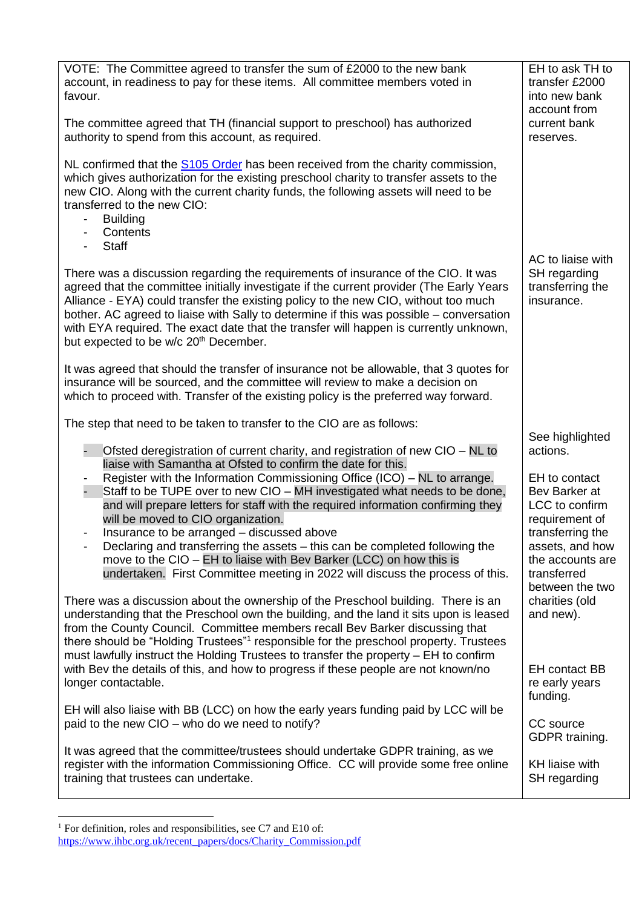| | |
|---|---|
| VOTE: The Committee agreed to transfer the sum of £2000 to the new bank account, in readiness to pay for these items. All committee members voted in favour.<br><br>The committee agreed that TH (financial support to preschool) has authorized authority to spend from this account, as required.<br><br>NL confirmed that the [S105 Order]() has been received from the charity commission, which gives authorization for the existing preschool charity to transfer assets to the new CIO. Along with the current charity funds, the following assets will need to be transferred to the new CIO:<br>- Building<br>- Contents<br>- Staff<br><br>There was a discussion regarding the requirements of insurance of the CIO. It was agreed that the committee initially investigate if the current provider (The Early Years Alliance - EYA) could transfer the existing policy to the new CIO, without too much bother. AC agreed to liaise with Sally to determine if this was possible – conversation with EYA required. The exact date that the transfer will happen is currently unknown, but expected to be w/c 20th December.<br><br>It was agreed that should the transfer of insurance not be allowable, that 3 quotes for insurance will be sourced, and the committee will review to make a decision on which to proceed with. Transfer of the existing policy is the preferred way forward.<br><br>The step that need to be taken to transfer to the CIO are as follows:<br>- Ofsted deregistration of current charity, and registration of new CIO – NL to liaise with Samantha at Ofsted to confirm the date for this.<br>- Register with the Information Commissioning Office (ICO) – NL to arrange.<br>- Staff to be TUPE over to new CIO – MH investigated what needs to be done, and will prepare letters for staff with the required information confirming they will be moved to CIO organization.<br>- Insurance to be arranged – discussed above<br>- Declaring and transferring the assets – this can be completed following the move to the CIO – EH to liaise with Bev Barker (LCC) on how this is undertaken. First Committee meeting in 2022 will discuss the process of this.<br><br>There was a discussion about the ownership of the Preschool building. There is an understanding that the Preschool own the building, and the land it sits upon is leased from the County Council. Committee members recall Bev Barker discussing that there should be "Holding Trustees"[1] responsible for the preschool property. Trustees must lawfully instruct the Holding Trustees to transfer the property – EH to confirm with Bev the details of this, and how to progress if these people are not known/no longer contactable.<br><br>EH will also liaise with BB (LCC) on how the early years funding paid by LCC will be paid to the new CIO – who do we need to notify?<br><br>It was agreed that the committee/trustees should undertake GDPR training, as we register with the information Commissioning Office. CC will provide some free online training that trustees can undertake. | EH to ask TH to transfer £2000 into new bank account from current bank reserves.<br><br>AC to liaise with SH regarding transferring the insurance.<br><br>See highlighted actions.<br><br>EH to contact Bev Barker at LCC to confirm requirement of transferring the assets, and how the accounts are transferred between the two charities (old and new).<br><br>EH contact BB re early years funding.<br><br>CC source GDPR training.<br><br>KH liaise with SH regarding |

[1] For definition, roles and responsibilities, see C7 and E10 of: https://www.ihbc.org.uk/recent_papers/docs/Charity_Commission.pdf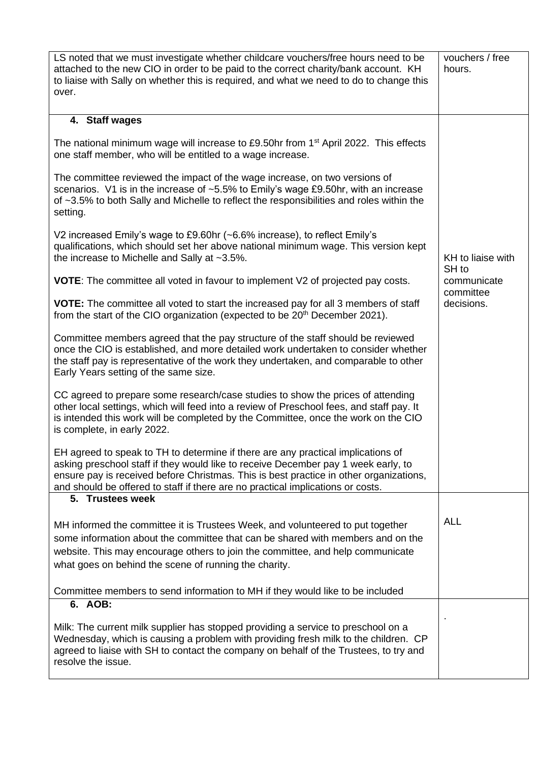| | |
|---|---|
| LS noted that we must investigate whether childcare vouchers/free hours need to be attached to the new CIO in order to be paid to the correct charity/bank account. KH to liaise with Sally on whether this is required, and what we need to do to change this over. | vouchers / free hours. |
| **4. Staff wages**<br><br>The national minimum wage will increase to £9.50hr from 1st April 2022. This effects one staff member, who will be entitled to a wage increase.<br><br>The committee reviewed the impact of the wage increase, on two versions of scenarios. V1 is in the increase of ~5.5% to Emily's wage £9.50hr, with an increase of ~3.5% to both Sally and Michelle to reflect the responsibilities and roles within the setting.<br><br>V2 increased Emily's wage to £9.60hr (~6.6% increase), to reflect Emily's qualifications, which should set her above national minimum wage. This version kept the increase to Michelle and Sally at ~3.5%.<br><br>**VOTE**: The committee all voted in favour to implement V2 of projected pay costs.<br><br>**VOTE:** The committee all voted to start the increased pay for all 3 members of staff from the start of the CIO organization (expected to be 20th December 2021).<br><br>Committee members agreed that the pay structure of the staff should be reviewed once the CIO is established, and more detailed work undertaken to consider whether the staff pay is representative of the work they undertaken, and comparable to other Early Years setting of the same size.<br><br>CC agreed to prepare some research/case studies to show the prices of attending other local settings, which will feed into a review of Preschool fees, and staff pay. It is intended this work will be completed by the Committee, once the work on the CIO is complete, in early 2022.<br><br>EH agreed to speak to TH to determine if there are any practical implications of asking preschool staff if they would like to receive December pay 1 week early, to ensure pay is received before Christmas. This is best practice in other organizations, and should be offered to staff if there are no practical implications or costs. | KH to liaise with SH to communicate committee decisions. |
| **5. Trustees week**<br><br>MH informed the committee it is Trustees Week, and volunteered to put together some information about the committee that can be shared with members and on the website. This may encourage others to join the committee, and help communicate what goes on behind the scene of running the charity.<br><br>Committee members to send information to MH if they would like to be included | ALL |
| **6. AOB:**<br><br>Milk: The current milk supplier has stopped providing a service to preschool on a Wednesday, which is causing a problem with providing fresh milk to the children. CP agreed to liaise with SH to contact the company on behalf of the Trustees, to try and resolve the issue. | . |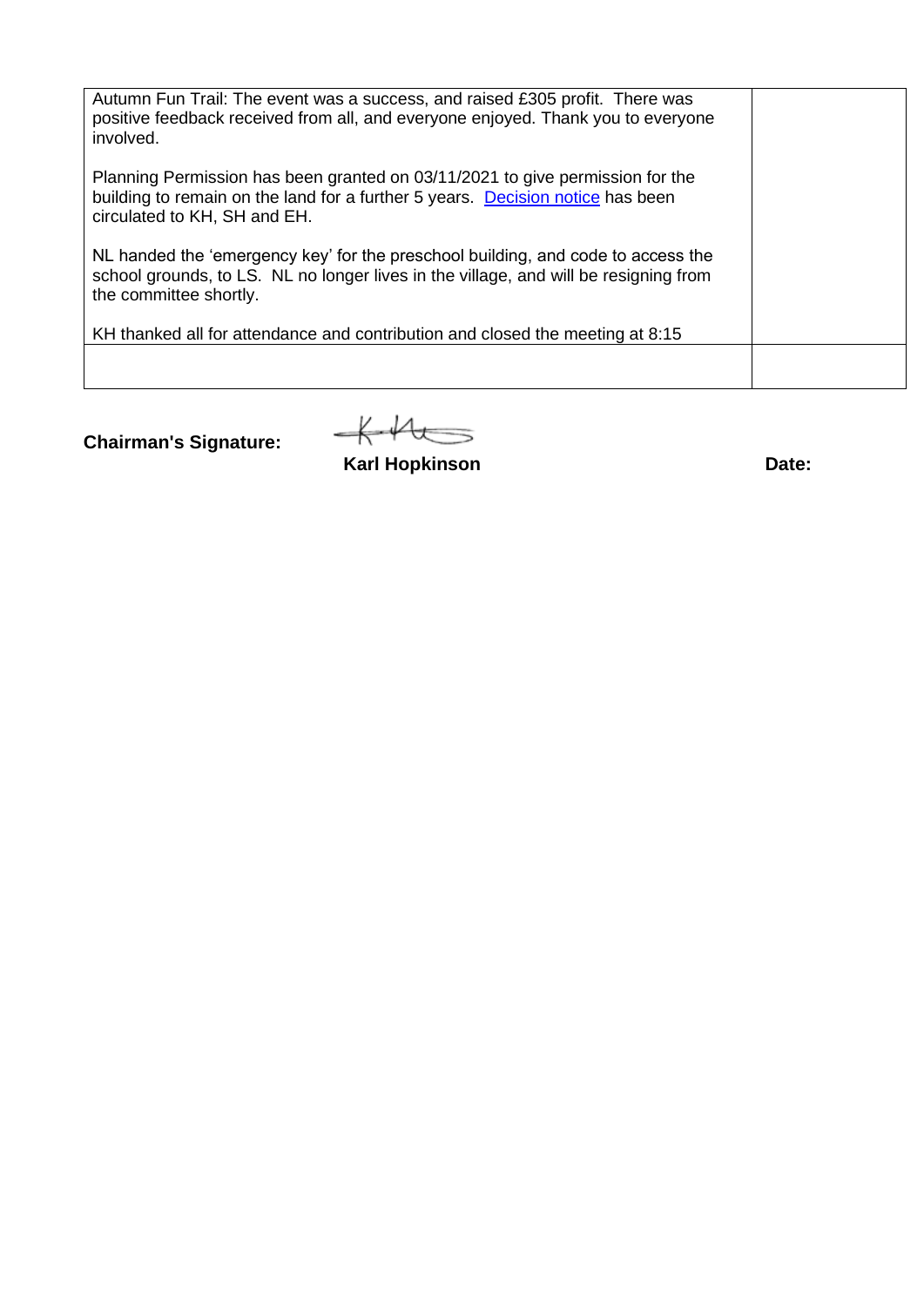| | |
|---|---|
| Autumn Fun Trail: The event was a success, and raised £305 profit. There was positive feedback received from all, and everyone enjoyed. Thank you to everyone involved.<br><br>Planning Permission has been granted on 03/11/2021 to give permission for the building to remain on the land for a further 5 years. Decision notice has been circulated to KH, SH and EH.<br><br>NL handed the 'emergency key' for the preschool building, and code to access the school grounds, to LS. NL no longer lives in the village, and will be resigning from the committee shortly.<br><br>KH thanked all for attendance and contribution and closed the meeting at 8:15 | |
| | |

**Chairman's Signature:**

**Karl Hopkinson** **Date:**